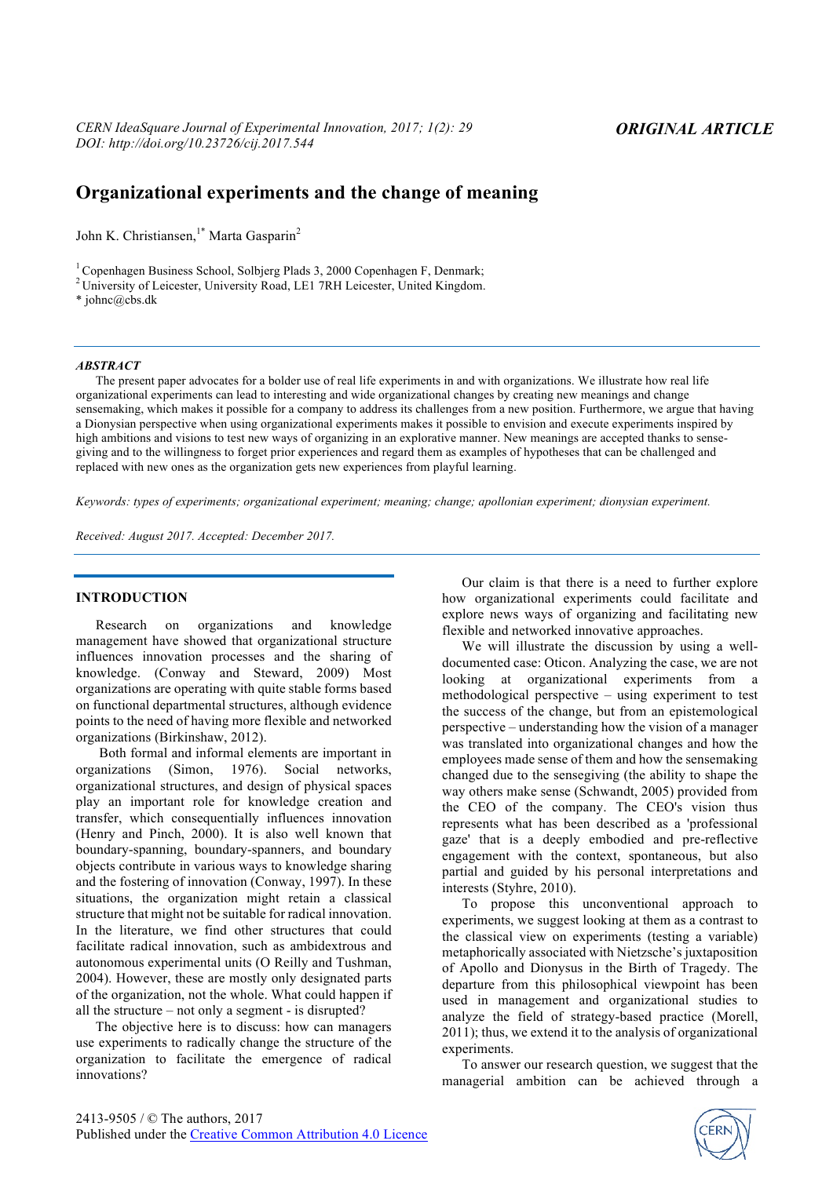*CERN IdeaSquare Journal of Experimental Innovation, 2017; 1(2): 29*
*DOI: http://doi.org/10.23726/cij.2017.544*

***ORIGINAL ARTICLE***

# Organizational experiments and the change of meaning

John K. Christiansen,[1*] Marta Gasparin[2]

[1] Copenhagen Business School, Solbjerg Plads 3, 2000 Copenhagen F, Denmark;
[2] University of Leicester, University Road, LE1 7RH Leicester, United Kingdom.
* johnc@cbs.dk

***ABSTRACT***

The present paper advocates for a bolder use of real life experiments in and with organizations. We illustrate how real life organizational experiments can lead to interesting and wide organizational changes by creating new meanings and change sensemaking, which makes it possible for a company to address its challenges from a new position. Furthermore, we argue that having a Dionysian perspective when using organizational experiments makes it possible to envision and execute experiments inspired by high ambitions and visions to test new ways of organizing in an explorative manner. New meanings are accepted thanks to sense-giving and to the willingness to forget prior experiences and regard them as examples of hypotheses that can be challenged and replaced with new ones as the organization gets new experiences from playful learning.

*Keywords: types of experiments; organizational experiment; meaning; change; apollonian experiment; dionysian experiment.*

*Received: August 2017. Accepted: December 2017.*

## INTRODUCTION

Research on organizations and knowledge management have showed that organizational structure influences innovation processes and the sharing of knowledge. (Conway and Steward, 2009) Most organizations are operating with quite stable forms based on functional departmental structures, although evidence points to the need of having more flexible and networked organizations (Birkinshaw, 2012).

Both formal and informal elements are important in organizations (Simon, 1976). Social networks, organizational structures, and design of physical spaces play an important role for knowledge creation and transfer, which consequentially influences innovation (Henry and Pinch, 2000). It is also well known that boundary-spanning, boundary-spanners, and boundary objects contribute in various ways to knowledge sharing and the fostering of innovation (Conway, 1997). In these situations, the organization might retain a classical structure that might not be suitable for radical innovation. In the literature, we find other structures that could facilitate radical innovation, such as ambidextrous and autonomous experimental units (O Reilly and Tushman, 2004). However, these are mostly only designated parts of the organization, not the whole. What could happen if all the structure – not only a segment - is disrupted?

The objective here is to discuss: how can managers use experiments to radically change the structure of the organization to facilitate the emergence of radical innovations?

Our claim is that there is a need to further explore how organizational experiments could facilitate and explore news ways of organizing and facilitating new flexible and networked innovative approaches.

We will illustrate the discussion by using a well-documented case: Oticon. Analyzing the case, we are not looking at organizational experiments from a methodological perspective – using experiment to test the success of the change, but from an epistemological perspective – understanding how the vision of a manager was translated into organizational changes and how the employees made sense of them and how the sensemaking changed due to the sensegiving (the ability to shape the way others make sense (Schwandt, 2005) provided from the CEO of the company. The CEO's vision thus represents what has been described as a 'professional gaze' that is a deeply embodied and pre-reflective engagement with the context, spontaneous, but also partial and guided by his personal interpretations and interests (Styhre, 2010).

To propose this unconventional approach to experiments, we suggest looking at them as a contrast to the classical view on experiments (testing a variable) metaphorically associated with Nietzsche's juxtaposition of Apollo and Dionysus in the Birth of Tragedy. The departure from this philosophical viewpoint has been used in management and organizational studies to analyze the field of strategy-based practice (Morell, 2011); thus, we extend it to the analysis of organizational experiments.

To answer our research question, we suggest that the managerial ambition can be achieved through a

2413-9505 / © The authors, 2017
Published under the Creative Common Attribution 4.0 Licence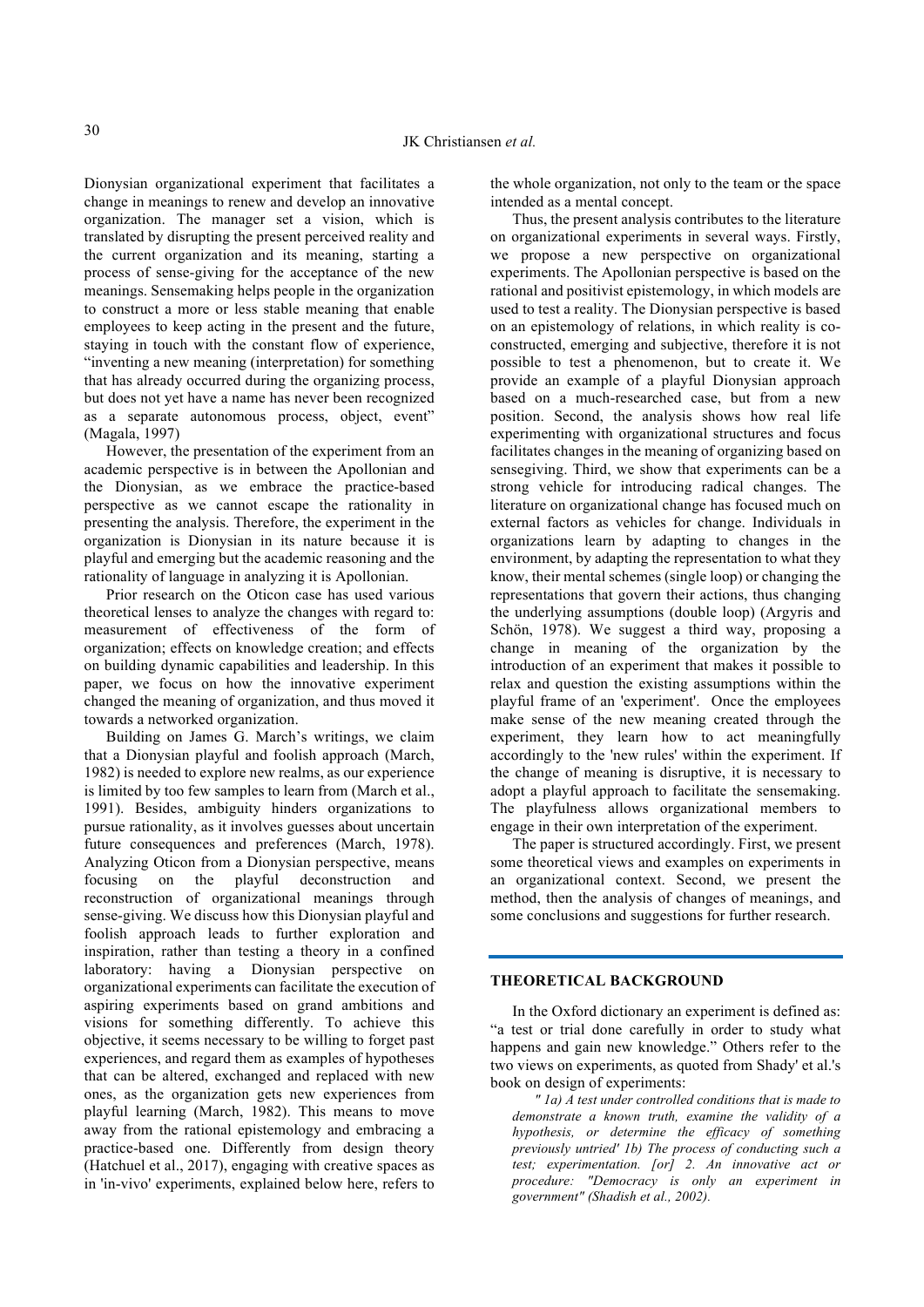Dionysian organizational experiment that facilitates a change in meanings to renew and develop an innovative organization. The manager set a vision, which is translated by disrupting the present perceived reality and the current organization and its meaning, starting a process of sense-giving for the acceptance of the new meanings. Sensemaking helps people in the organization to construct a more or less stable meaning that enable employees to keep acting in the present and the future, staying in touch with the constant flow of experience, "inventing a new meaning (interpretation) for something that has already occurred during the organizing process, but does not yet have a name has never been recognized as a separate autonomous process, object, event" (Magala, 1997)

However, the presentation of the experiment from an academic perspective is in between the Apollonian and the Dionysian, as we embrace the practice-based perspective as we cannot escape the rationality in presenting the analysis. Therefore, the experiment in the organization is Dionysian in its nature because it is playful and emerging but the academic reasoning and the rationality of language in analyzing it is Apollonian.

Prior research on the Oticon case has used various theoretical lenses to analyze the changes with regard to: measurement of effectiveness of the form of organization; effects on knowledge creation; and effects on building dynamic capabilities and leadership. In this paper, we focus on how the innovative experiment changed the meaning of organization, and thus moved it towards a networked organization.

Building on James G. March's writings, we claim that a Dionysian playful and foolish approach (March, 1982) is needed to explore new realms, as our experience is limited by too few samples to learn from (March et al., 1991). Besides, ambiguity hinders organizations to pursue rationality, as it involves guesses about uncertain future consequences and preferences (March, 1978). Analyzing Oticon from a Dionysian perspective, means focusing on the playful deconstruction and reconstruction of organizational meanings through sense-giving. We discuss how this Dionysian playful and foolish approach leads to further exploration and inspiration, rather than testing a theory in a confined laboratory: having a Dionysian perspective on organizational experiments can facilitate the execution of aspiring experiments based on grand ambitions and visions for something differently. To achieve this objective, it seems necessary to be willing to forget past experiences, and regard them as examples of hypotheses that can be altered, exchanged and replaced with new ones, as the organization gets new experiences from playful learning (March, 1982). This means to move away from the rational epistemology and embracing a practice-based one. Differently from design theory (Hatchuel et al., 2017), engaging with creative spaces as in 'in-vivo' experiments, explained below here, refers to the whole organization, not only to the team or the space intended as a mental concept.

Thus, the present analysis contributes to the literature on organizational experiments in several ways. Firstly, we propose a new perspective on organizational experiments. The Apollonian perspective is based on the rational and positivist epistemology, in which models are used to test a reality. The Dionysian perspective is based on an epistemology of relations, in which reality is co-constructed, emerging and subjective, therefore it is not possible to test a phenomenon, but to create it. We provide an example of a playful Dionysian approach based on a much-researched case, but from a new position. Second, the analysis shows how real life experimenting with organizational structures and focus facilitates changes in the meaning of organizing based on sensegiving. Third, we show that experiments can be a strong vehicle for introducing radical changes. The literature on organizational change has focused much on external factors as vehicles for change. Individuals in organizations learn by adapting to changes in the environment, by adapting the representation to what they know, their mental schemes (single loop) or changing the representations that govern their actions, thus changing the underlying assumptions (double loop) (Argyris and Schön, 1978). We suggest a third way, proposing a change in meaning of the organization by the introduction of an experiment that makes it possible to relax and question the existing assumptions within the playful frame of an 'experiment'. Once the employees make sense of the new meaning created through the experiment, they learn how to act meaningfully accordingly to the 'new rules' within the experiment. If the change of meaning is disruptive, it is necessary to adopt a playful approach to facilitate the sensemaking. The playfulness allows organizational members to engage in their own interpretation of the experiment.

The paper is structured accordingly. First, we present some theoretical views and examples on experiments in an organizational context. Second, we present the method, then the analysis of changes of meanings, and some conclusions and suggestions for further research.

## THEORETICAL BACKGROUND

In the Oxford dictionary an experiment is defined as: "a test or trial done carefully in order to study what happens and gain new knowledge." Others refer to the two views on experiments, as quoted from Shady' et al.'s book on design of experiments:

*" 1a) A test under controlled conditions that is made to demonstrate a known truth, examine the validity of a hypothesis, or determine the efficacy of something previously untried' 1b) The process of conducting such a test; experimentation. [or] 2. An innovative act or procedure: "Democracy is only an experiment in government" (Shadish et al., 2002).*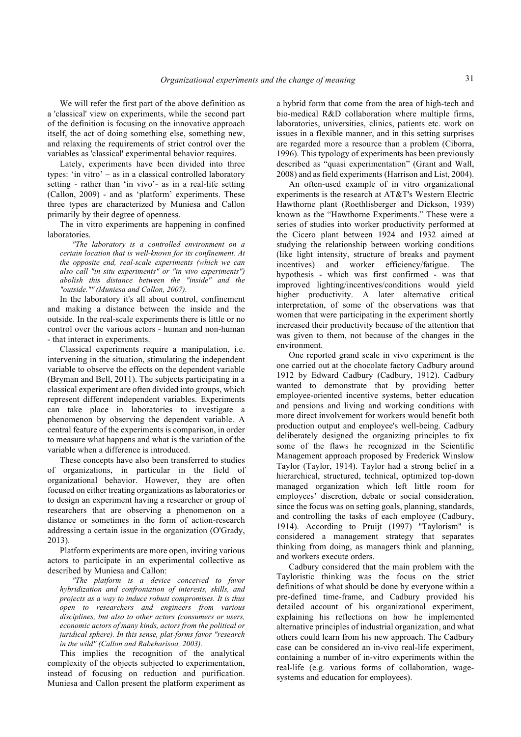We will refer the first part of the above definition as a 'classical' view on experiments, while the second part of the definition is focusing on the innovative approach itself, the act of doing something else, something new, and relaxing the requirements of strict control over the variables as 'classical' experimental behavior requires.

Lately, experiments have been divided into three types: 'in vitro' – as in a classical controlled laboratory setting - rather than 'in vivo'- as in a real-life setting (Callon, 2009) - and as 'platform' experiments. These three types are characterized by Muniesa and Callon primarily by their degree of openness.

The in vitro experiments are happening in confined laboratories.

> *"The laboratory is a controlled environment on a certain location that is well-known for its confinement. At the opposite end, real-scale experiments (which we can also call "in situ experiments" or "in vivo experiments") abolish this distance between the "inside" and the "outside."" (Muniesa and Callon, 2007).*

In the laboratory it's all about control, confinement and making a distance between the inside and the outside. In the real-scale experiments there is little or no control over the various actors - human and non-human - that interact in experiments.

Classical experiments require a manipulation, i.e. intervening in the situation, stimulating the independent variable to observe the effects on the dependent variable (Bryman and Bell, 2011). The subjects participating in a classical experiment are often divided into groups, which represent different independent variables. Experiments can take place in laboratories to investigate a phenomenon by observing the dependent variable. A central feature of the experiments is comparison, in order to measure what happens and what is the variation of the variable when a difference is introduced.

These concepts have also been transferred to studies of organizations, in particular in the field of organizational behavior. However, they are often focused on either treating organizations as laboratories or to design an experiment having a researcher or group of researchers that are observing a phenomenon on a distance or sometimes in the form of action-research addressing a certain issue in the organization (O'Grady, 2013).

Platform experiments are more open, inviting various actors to participate in an experimental collective as described by Muniesa and Callon:

> *"The platform is a device conceived to favor hybridization and confrontation of interests, skills, and projects as a way to induce robust compromises. It is thus open to researchers and engineers from various disciplines, but also to other actors (consumers or users, economic actors of many kinds, actors from the political or juridical sphere). In this sense, plat-forms favor "research in the wild" (Callon and Rabeharisoa, 2003).*

This implies the recognition of the analytical complexity of the objects subjected to experimentation, instead of focusing on reduction and purification. Muniesa and Callon present the platform experiment as a hybrid form that come from the area of high-tech and bio-medical R&D collaboration where multiple firms, laboratories, universities, clinics, patients etc. work on issues in a flexible manner, and in this setting surprises are regarded more a resource than a problem (Ciborra, 1996). This typology of experiments has been previously described as "quasi experimentation" (Grant and Wall, 2008) and as field experiments (Harrison and List, 2004).

An often-used example of in vitro organizational experiments is the research at AT&T's Western Electric Hawthorne plant (Roethlisberger and Dickson, 1939) known as the "Hawthorne Experiments." These were a series of studies into worker productivity performed at the Cicero plant between 1924 and 1932 aimed at studying the relationship between working conditions (like light intensity, structure of breaks and payment incentives) and worker efficiency/fatigue. The hypothesis - which was first confirmed - was that improved lighting/incentives/conditions would yield higher productivity. A later alternative critical interpretation, of some of the observations was that women that were participating in the experiment shortly increased their productivity because of the attention that was given to them, not because of the changes in the environment.

One reported grand scale in vivo experiment is the one carried out at the chocolate factory Cadbury around 1912 by Edward Cadbury (Cadbury, 1912). Cadbury wanted to demonstrate that by providing better employee-oriented incentive systems, better education and pensions and living and working conditions with more direct involvement for workers would benefit both production output and employee's well-being. Cadbury deliberately designed the organizing principles to fix some of the flaws he recognized in the Scientific Management approach proposed by Frederick Winslow Taylor (Taylor, 1914). Taylor had a strong belief in a hierarchical, structured, technical, optimized top-down managed organization which left little room for employees' discretion, debate or social consideration, since the focus was on setting goals, planning, standards, and controlling the tasks of each employee (Cadbury, 1914). According to Pruijt (1997) "Taylorism" is considered a management strategy that separates thinking from doing, as managers think and planning, and workers execute orders.

Cadbury considered that the main problem with the Tayloristic thinking was the focus on the strict definitions of what should be done by everyone within a pre-defined time-frame, and Cadbury provided his detailed account of his organizational experiment, explaining his reflections on how he implemented alternative principles of industrial organization, and what others could learn from his new approach. The Cadbury case can be considered an in-vivo real-life experiment, containing a number of in-vitro experiments within the real-life (e.g. various forms of collaboration, wage-systems and education for employees).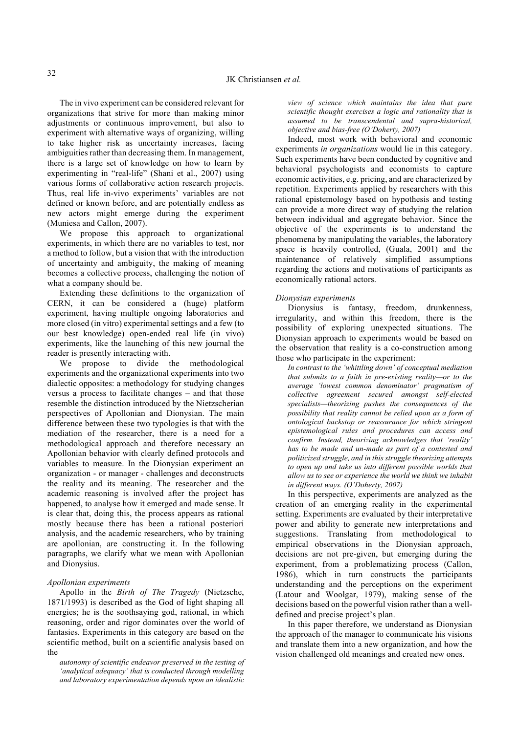The in vivo experiment can be considered relevant for organizations that strive for more than making minor adjustments or continuous improvement, but also to experiment with alternative ways of organizing, willing to take higher risk as uncertainty increases, facing ambiguities rather than decreasing them. In management, there is a large set of knowledge on how to learn by experimenting in "real-life" (Shani et al., 2007) using various forms of collaborative action research projects. Thus, real life in-vivo experiments' variables are not defined or known before, and are potentially endless as new actors might emerge during the experiment (Muniesa and Callon, 2007).

We propose this approach to organizational experiments, in which there are no variables to test, nor a method to follow, but a vision that with the introduction of uncertainty and ambiguity, the making of meaning becomes a collective process, challenging the notion of what a company should be.

Extending these definitions to the organization of CERN, it can be considered a (huge) platform experiment, having multiple ongoing laboratories and more closed (in vitro) experimental settings and a few (to our best knowledge) open-ended real life (in vivo) experiments, like the launching of this new journal the reader is presently interacting with.

We propose to divide the methodological experiments and the organizational experiments into two dialectic opposites: a methodology for studying changes versus a process to facilitate changes – and that those resemble the distinction introduced by the Nietzscherian perspectives of Apollonian and Dionysian. The main difference between these two typologies is that with the mediation of the researcher, there is a need for a methodological approach and therefore necessary an Apollonian behavior with clearly defined protocols and variables to measure. In the Dionysian experiment an organization - or manager - challenges and deconstructs the reality and its meaning. The researcher and the academic reasoning is involved after the project has happened, to analyse how it emerged and made sense. It is clear that, doing this, the process appears as rational mostly because there has been a rational posteriori analysis, and the academic researchers, who by training are apollonian, are constructing it. In the following paragraphs, we clarify what we mean with Apollonian and Dionysius.

### *Apollonian experiments*

Apollo in the *Birth of The Tragedy* (Nietzsche, 1871/1993) is described as the God of light shaping all energies; he is the soothsaying god, rational, in which reasoning, order and rigor dominates over the world of fantasies. Experiments in this category are based on the scientific method, built on a scientific analysis based on the

> *autonomy of scientific endeavor preserved in the testing of 'analytical adequacy' that is conducted through modelling and laboratory experimentation depends upon an idealistic view of science which maintains the idea that pure scientific thought exercises a logic and rationality that is assumed to be transcendental and supra-historical, objective and bias-free (O'Doherty, 2007)*

Indeed, most work with behavioral and economic experiments *in organizations* would lie in this category. Such experiments have been conducted by cognitive and behavioral psychologists and economists to capture economic activities, e.g. pricing, and are characterized by repetition. Experiments applied by researchers with this rational epistemology based on hypothesis and testing can provide a more direct way of studying the relation between individual and aggregate behavior. Since the objective of the experiments is to understand the phenomena by manipulating the variables, the laboratory space is heavily controlled, (Guala, 2001) and the maintenance of relatively simplified assumptions regarding the actions and motivations of participants as economically rational actors.

### *Dionysian experiments*

Dionysius is fantasy, freedom, drunkenness, irregularity, and within this freedom, there is the possibility of exploring unexpected situations. The Dionysian approach to experiments would be based on the observation that reality is a co-construction among those who participate in the experiment:

> *In contrast to the 'whittling down' of conceptual mediation that submits to a faith in pre-existing reality—or to the average 'lowest common denominator' pragmatism of collective agreement secured amongst self-elected specialists—theorizing pushes the consequences of the possibility that reality cannot be relied upon as a form of ontological backstop or reassurance for which stringent epistemological rules and procedures can access and confirm. Instead, theorizing acknowledges that 'reality' has to be made and un-made as part of a contested and politicized struggle, and in this struggle theorizing attempts to open up and take us into different possible worlds that allow us to see or experience the world we think we inhabit in different ways. (O'Doherty, 2007)*

In this perspective, experiments are analyzed as the creation of an emerging reality in the experimental setting. Experiments are evaluated by their interpretative power and ability to generate new interpretations and suggestions. Translating from methodological to empirical observations in the Dionysian approach, decisions are not pre-given, but emerging during the experiment, from a problematizing process (Callon, 1986), which in turn constructs the participants understanding and the perceptions on the experiment (Latour and Woolgar, 1979), making sense of the decisions based on the powerful vision rather than a well-defined and precise project's plan.

In this paper therefore, we understand as Dionysian the approach of the manager to communicate his visions and translate them into a new organization, and how the vision challenged old meanings and created new ones.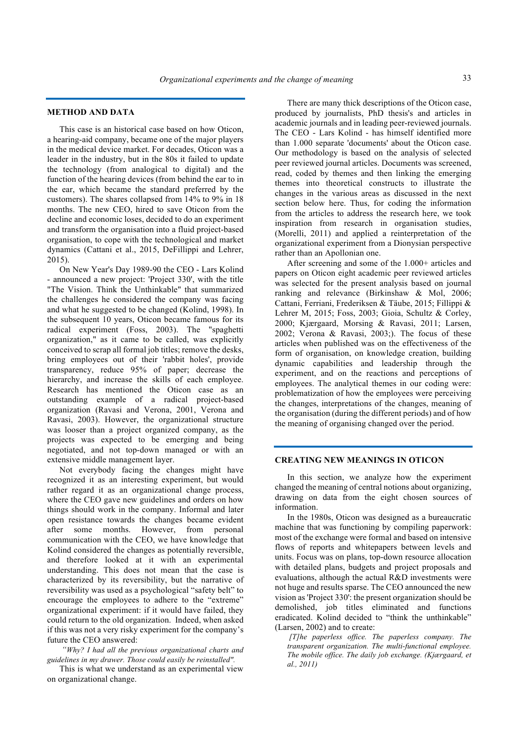## METHOD AND DATA

This case is an historical case based on how Oticon, a hearing-aid company, became one of the major players in the medical device market. For decades, Oticon was a leader in the industry, but in the 80s it failed to update the technology (from analogical to digital) and the function of the hearing devices (from behind the ear to in the ear, which became the standard preferred by the customers). The shares collapsed from 14% to 9% in 18 months. The new CEO, hired to save Oticon from the decline and economic loses, decided to do an experiment and transform the organisation into a fluid project-based organisation, to cope with the technological and market dynamics (Cattani et al., 2015, DeFillippi and Lehrer, 2015).

On New Year's Day 1989-90 the CEO - Lars Kolind - announced a new project: 'Project 330', with the title "The Vision. Think the Unthinkable" that summarized the challenges he considered the company was facing and what he suggested to be changed (Kolind, 1998). In the subsequent 10 years, Oticon became famous for its radical experiment (Foss, 2003). The "spaghetti organization," as it came to be called, was explicitly conceived to scrap all formal job titles; remove the desks, bring employees out of their 'rabbit holes', provide transparency, reduce 95% of paper; decrease the hierarchy, and increase the skills of each employee. Research has mentioned the Oticon case as an outstanding example of a radical project-based organization (Ravasi and Verona, 2001, Verona and Ravasi, 2003). However, the organizational structure was looser than a project organized company, as the projects was expected to be emerging and being negotiated, and not top-down managed or with an extensive middle management layer.

Not everybody facing the changes might have recognized it as an interesting experiment, but would rather regard it as an organizational change process, where the CEO gave new guidelines and orders on how things should work in the company. Informal and later open resistance towards the changes became evident after some months. However, from personal communication with the CEO, we have knowledge that Kolind considered the changes as potentially reversible, and therefore looked at it with an experimental understanding. This does not mean that the case is characterized by its reversibility, but the narrative of reversibility was used as a psychological "safety belt" to encourage the employees to adhere to the "extreme" organizational experiment: if it would have failed, they could return to the old organization. Indeed, when asked if this was not a very risky experiment for the company's future the CEO answered:

*"Why? I had all the previous organizational charts and guidelines in my drawer. Those could easily be reinstalled".*

This is what we understand as an experimental view on organizational change.

There are many thick descriptions of the Oticon case, produced by journalists, PhD thesis's and articles in academic journals and in leading peer-reviewed journals. The CEO - Lars Kolind - has himself identified more than 1.000 separate 'documents' about the Oticon case. Our methodology is based on the analysis of selected peer reviewed journal articles. Documents was screened, read, coded by themes and then linking the emerging themes into theoretical constructs to illustrate the changes in the various areas as discussed in the next section below here. Thus, for coding the information from the articles to address the research here, we took inspiration from research in organisation studies, (Morelli, 2011) and applied a reinterpretation of the organizational experiment from a Dionysian perspective rather than an Apollonian one.

After screening and some of the 1.000+ articles and papers on Oticon eight academic peer reviewed articles was selected for the present analysis based on journal ranking and relevance (Birkinshaw & Mol, 2006; Cattani, Ferriani, Frederiksen & Täube, 2015; Fillippi & Lehrer M, 2015; Foss, 2003; Gioia, Schultz & Corley, 2000; Kjærgaard, Morsing & Ravasi, 2011; Larsen, 2002; Verona & Ravasi, 2003;). The focus of these articles when published was on the effectiveness of the form of organisation, on knowledge creation, building dynamic capabilities and leadership through the experiment, and on the reactions and perceptions of employees. The analytical themes in our coding were: problematization of how the employees were perceiving the changes, interpretations of the changes, meaning of the organisation (during the different periods) and of how the meaning of organising changed over the period.

## CREATING NEW MEANINGS IN OTICON

In this section, we analyze how the experiment changed the meaning of central notions about organizing, drawing on data from the eight chosen sources of information.

In the 1980s, Oticon was designed as a bureaucratic machine that was functioning by compiling paperwork: most of the exchange were formal and based on intensive flows of reports and whitepapers between levels and units. Focus was on plans, top-down resource allocation with detailed plans, budgets and project proposals and evaluations, although the actual R&D investments were not huge and results sparse. The CEO announced the new vision as 'Project 330': the present organization should be demolished, job titles eliminated and functions eradicated. Kolind decided to "think the unthinkable" (Larsen, 2002) and to create:

*[T]he paperless office. The paperless company. The transparent organization. The multi-functional employee. The mobile office. The daily job exchange. (Kjærgaard, et al., 2011)*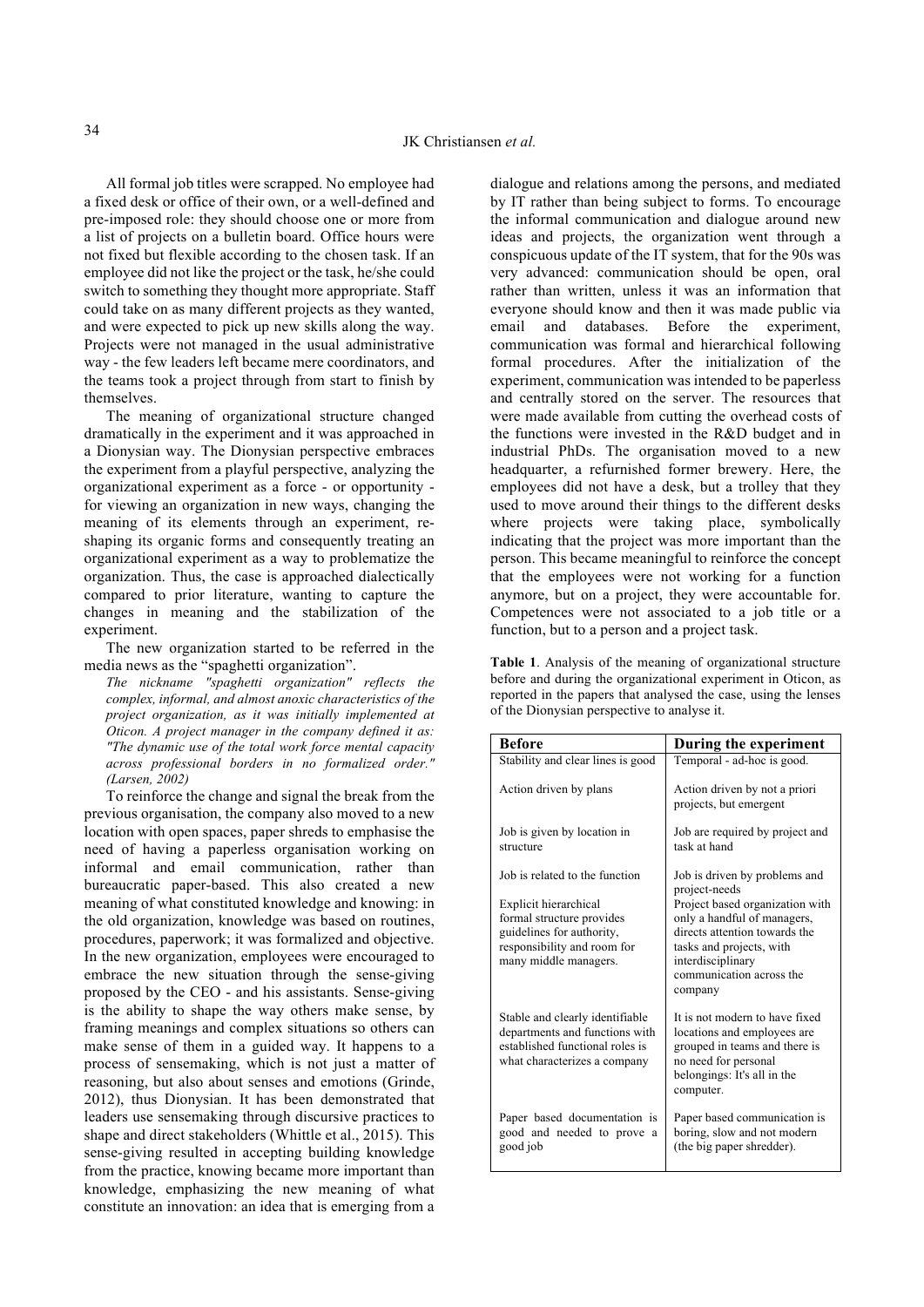All formal job titles were scrapped. No employee had a fixed desk or office of their own, or a well-defined and pre-imposed role: they should choose one or more from a list of projects on a bulletin board. Office hours were not fixed but flexible according to the chosen task. If an employee did not like the project or the task, he/she could switch to something they thought more appropriate. Staff could take on as many different projects as they wanted, and were expected to pick up new skills along the way. Projects were not managed in the usual administrative way - the few leaders left became mere coordinators, and the teams took a project through from start to finish by themselves.

The meaning of organizational structure changed dramatically in the experiment and it was approached in a Dionysian way. The Dionysian perspective embraces the experiment from a playful perspective, analyzing the organizational experiment as a force - or opportunity - for viewing an organization in new ways, changing the meaning of its elements through an experiment, re-shaping its organic forms and consequently treating an organizational experiment as a way to problematize the organization. Thus, the case is approached dialectically compared to prior literature, wanting to capture the changes in meaning and the stabilization of the experiment.

The new organization started to be referred in the media news as the "spaghetti organization".

*The nickname "spaghetti organization" reflects the complex, informal, and almost anoxic characteristics of the project organization, as it was initially implemented at Oticon. A project manager in the company defined it as: "The dynamic use of the total work force mental capacity across professional borders in no formalized order." (Larsen, 2002)*

To reinforce the change and signal the break from the previous organisation, the company also moved to a new location with open spaces, paper shreds to emphasise the need of having a paperless organisation working on informal and email communication, rather than bureaucratic paper-based. This also created a new meaning of what constituted knowledge and knowing: in the old organization, knowledge was based on routines, procedures, paperwork; it was formalized and objective. In the new organization, employees were encouraged to embrace the new situation through the sense-giving proposed by the CEO - and his assistants. Sense-giving is the ability to shape the way others make sense, by framing meanings and complex situations so others can make sense of them in a guided way. It happens to a process of sensemaking, which is not just a matter of reasoning, but also about senses and emotions (Grinde, 2012), thus Dionysian. It has been demonstrated that leaders use sensemaking through discursive practices to shape and direct stakeholders (Whittle et al., 2015). This sense-giving resulted in accepting building knowledge from the practice, knowing became more important than knowledge, emphasizing the new meaning of what constitute an innovation: an idea that is emerging from a dialogue and relations among the persons, and mediated by IT rather than being subject to forms. To encourage the informal communication and dialogue around new ideas and projects, the organization went through a conspicuous update of the IT system, that for the 90s was very advanced: communication should be open, oral rather than written, unless it was an information that everyone should know and then it was made public via email and databases. Before the experiment, communication was formal and hierarchical following formal procedures. After the initialization of the experiment, communication was intended to be paperless and centrally stored on the server. The resources that were made available from cutting the overhead costs of the functions were invested in the R&D budget and in industrial PhDs. The organisation moved to a new headquarter, a refurnished former brewery. Here, the employees did not have a desk, but a trolley that they used to move around their things to the different desks where projects were taking place, symbolically indicating that the project was more important than the person. This became meaningful to reinforce the concept that the employees were not working for a function anymore, but on a project, they were accountable for. Competences were not associated to a job title or a function, but to a person and a project task.

**Table 1**. Analysis of the meaning of organizational structure before and during the organizational experiment in Oticon, as reported in the papers that analysed the case, using the lenses of the Dionysian perspective to analyse it.

| Before | During the experiment |
|---|---|
| Stability and clear lines is good | Temporal - ad-hoc is good. |
| Action driven by plans | Action driven by not a priori projects, but emergent |
| Job is given by location in structure | Job are required by project and task at hand |
| Job is related to the function | Job is driven by problems and project-needs |
| Explicit hierarchical formal structure provides guidelines for authority, responsibility and room for many middle managers. | Project based organization with only a handful of managers, directs attention towards the tasks and projects, with interdisciplinary communication across the company |
| Stable and clearly identifiable departments and functions with established functional roles is what characterizes a company | It is not modern to have fixed locations and employees are grouped in teams and there is no need for personal belongings: It's all in the computer. |
| Paper based documentation is good and needed to prove a good job | Paper based communication is boring, slow and not modern (the big paper shredder). |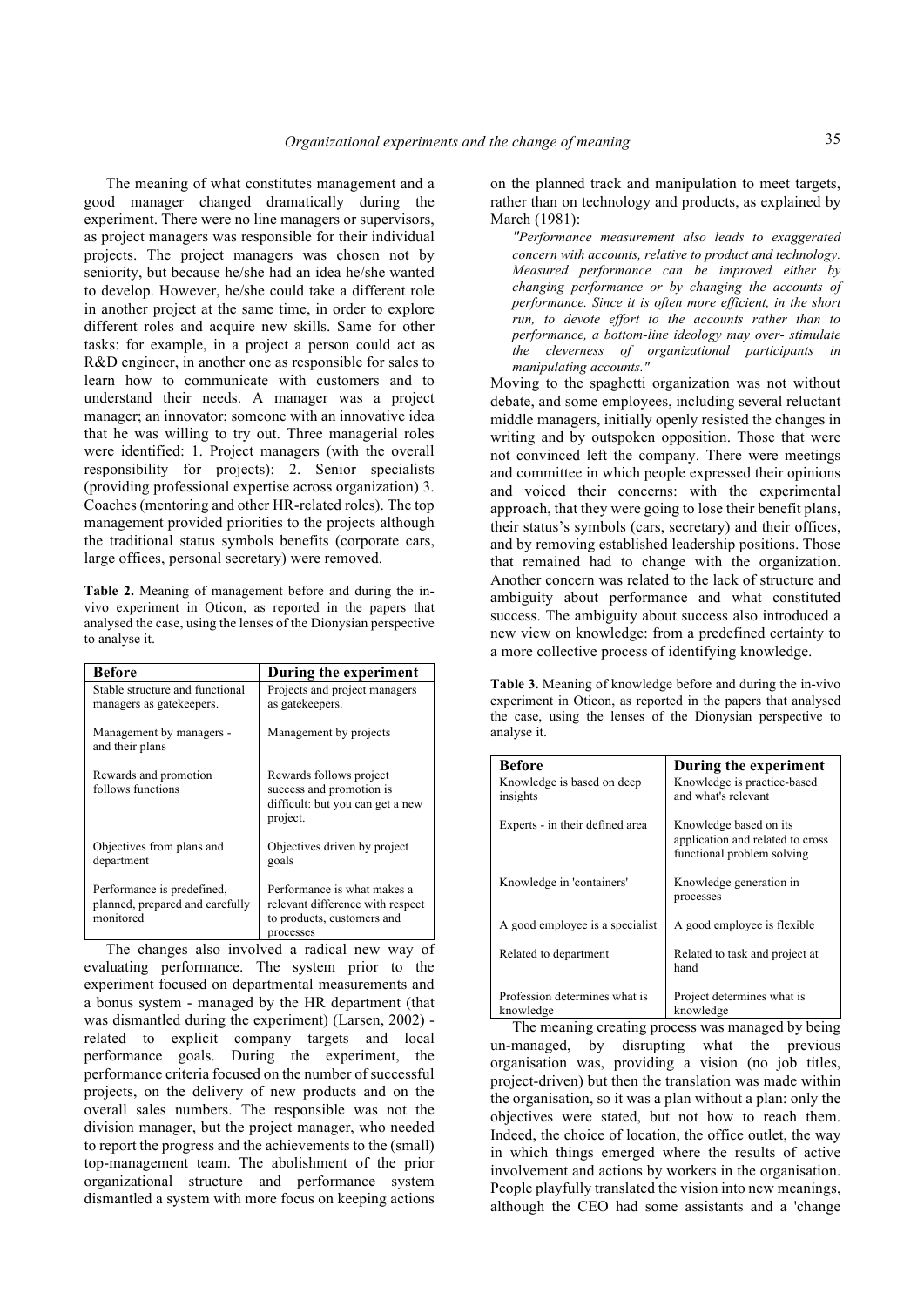The meaning of what constitutes management and a good manager changed dramatically during the experiment. There were no line managers or supervisors, as project managers was responsible for their individual projects. The project managers was chosen not by seniority, but because he/she had an idea he/she wanted to develop. However, he/she could take a different role in another project at the same time, in order to explore different roles and acquire new skills. Same for other tasks: for example, in a project a person could act as R&D engineer, in another one as responsible for sales to learn how to communicate with customers and to understand their needs. A manager was a project manager; an innovator; someone with an innovative idea that he was willing to try out. Three managerial roles were identified: 1. Project managers (with the overall responsibility for projects): 2. Senior specialists (providing professional expertise across organization) 3. Coaches (mentoring and other HR-related roles). The top management provided priorities to the projects although the traditional status symbols benefits (corporate cars, large offices, personal secretary) were removed.

**Table 2.** Meaning of management before and during the in-vivo experiment in Oticon, as reported in the papers that analysed the case, using the lenses of the Dionysian perspective to analyse it.

| Before | During the experiment |
|---|---|
| Stable structure and functional managers as gatekeepers. | Projects and project managers as gatekeepers. |
| Management by managers - and their plans | Management by projects |
| Rewards and promotion follows functions | Rewards follows project success and promotion is difficult: but you can get a new project. |
| Objectives from plans and department | Objectives driven by project goals |
| Performance is predefined, planned, prepared and carefully monitored | Performance is what makes a relevant difference with respect to products, customers and processes |

The changes also involved a radical new way of evaluating performance. The system prior to the experiment focused on departmental measurements and a bonus system - managed by the HR department (that was dismantled during the experiment) (Larsen, 2002) - related to explicit company targets and local performance goals. During the experiment, the performance criteria focused on the number of successful projects, on the delivery of new products and on the overall sales numbers. The responsible was not the division manager, but the project manager, who needed to report the progress and the achievements to the (small) top-management team. The abolishment of the prior organizational structure and performance system dismantled a system with more focus on keeping actions on the planned track and manipulation to meet targets, rather than on technology and products, as explained by March (1981):

> *"Performance measurement also leads to exaggerated concern with accounts, relative to product and technology. Measured performance can be improved either by changing performance or by changing the accounts of performance. Since it is often more efficient, in the short run, to devote effort to the accounts rather than to performance, a bottom-line ideology may over- stimulate the cleverness of organizational participants in manipulating accounts."*

Moving to the spaghetti organization was not without debate, and some employees, including several reluctant middle managers, initially openly resisted the changes in writing and by outspoken opposition. Those that were not convinced left the company. There were meetings and committee in which people expressed their opinions and voiced their concerns: with the experimental approach, that they were going to lose their benefit plans, their status's symbols (cars, secretary) and their offices, and by removing established leadership positions. Those that remained had to change with the organization. Another concern was related to the lack of structure and ambiguity about performance and what constituted success. The ambiguity about success also introduced a new view on knowledge: from a predefined certainty to a more collective process of identifying knowledge.

**Table 3.** Meaning of knowledge before and during the in-vivo experiment in Oticon, as reported in the papers that analysed the case, using the lenses of the Dionysian perspective to analyse it.

| Before | During the experiment |
|---|---|
| Knowledge is based on deep insights | Knowledge is practice-based and what's relevant |
| Experts - in their defined area | Knowledge based on its application and related to cross functional problem solving |
| Knowledge in 'containers' | Knowledge generation in processes |
| A good employee is a specialist | A good employee is flexible |
| Related to department | Related to task and project at hand |
| Profession determines what is knowledge | Project determines what is knowledge |

The meaning creating process was managed by being un-managed, by disrupting what the previous organisation was, providing a vision (no job titles, project-driven) but then the translation was made within the organisation, so it was a plan without a plan: only the objectives were stated, but not how to reach them. Indeed, the choice of location, the office outlet, the way in which things emerged where the results of active involvement and actions by workers in the organisation. People playfully translated the vision into new meanings, although the CEO had some assistants and a 'change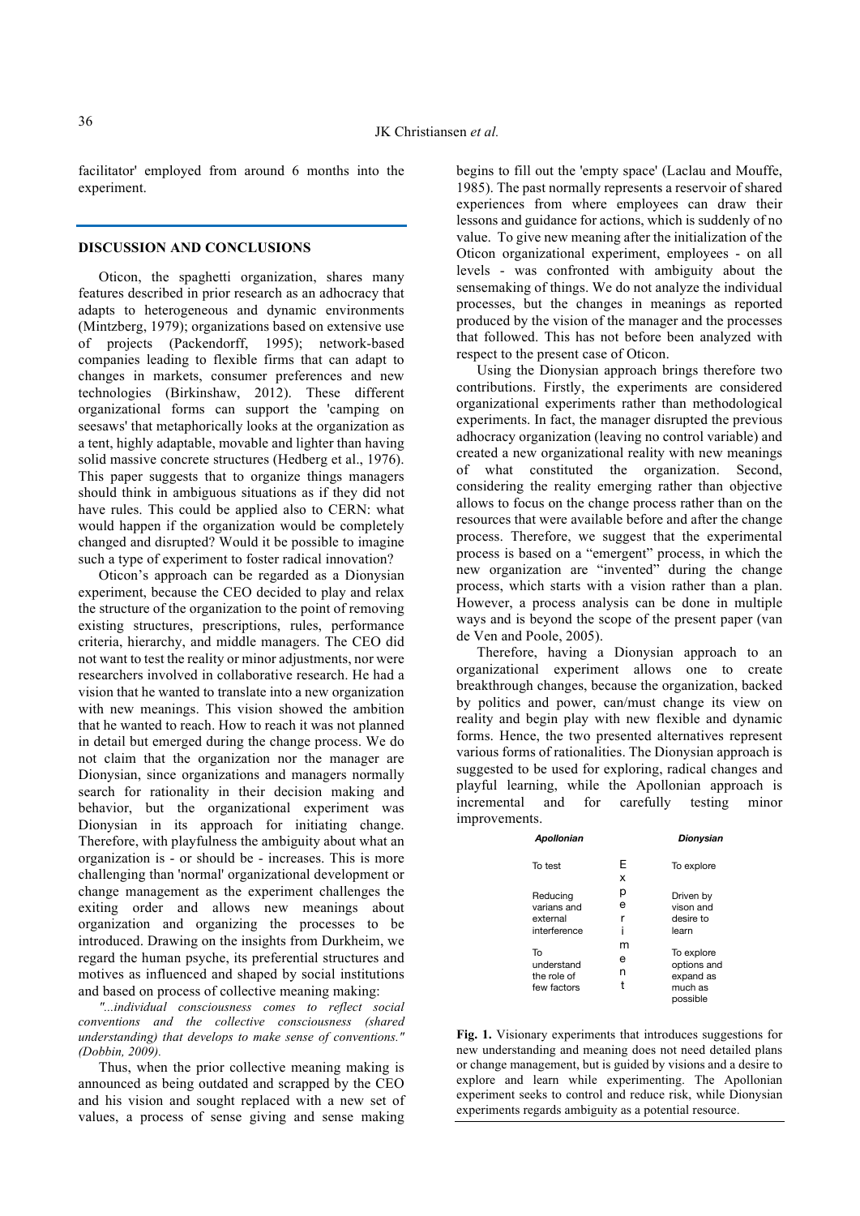facilitator' employed from around 6 months into the experiment.

## DISCUSSION AND CONCLUSIONS

Oticon, the spaghetti organization, shares many features described in prior research as an adhocracy that adapts to heterogeneous and dynamic environments (Mintzberg, 1979); organizations based on extensive use of projects (Packendorff, 1995); network-based companies leading to flexible firms that can adapt to changes in markets, consumer preferences and new technologies (Birkinshaw, 2012). These different organizational forms can support the 'camping on seesaws' that metaphorically looks at the organization as a tent, highly adaptable, movable and lighter than having solid massive concrete structures (Hedberg et al., 1976). This paper suggests that to organize things managers should think in ambiguous situations as if they did not have rules. This could be applied also to CERN: what would happen if the organization would be completely changed and disrupted? Would it be possible to imagine such a type of experiment to foster radical innovation?

Oticon's approach can be regarded as a Dionysian experiment, because the CEO decided to play and relax the structure of the organization to the point of removing existing structures, prescriptions, rules, performance criteria, hierarchy, and middle managers. The CEO did not want to test the reality or minor adjustments, nor were researchers involved in collaborative research. He had a vision that he wanted to translate into a new organization with new meanings. This vision showed the ambition that he wanted to reach. How to reach it was not planned in detail but emerged during the change process. We do not claim that the organization nor the manager are Dionysian, since organizations and managers normally search for rationality in their decision making and behavior, but the organizational experiment was Dionysian in its approach for initiating change. Therefore, with playfulness the ambiguity about what an organization is - or should be - increases. This is more challenging than 'normal' organizational development or change management as the experiment challenges the exiting order and allows new meanings about organization and organizing the processes to be introduced. Drawing on the insights from Durkheim, we regard the human psyche, its preferential structures and motives as influenced and shaped by social institutions and based on process of collective meaning making:

*"...individual consciousness comes to reflect social conventions and the collective consciousness (shared understanding) that develops to make sense of conventions." (Dobbin, 2009).*

Thus, when the prior collective meaning making is announced as being outdated and scrapped by the CEO and his vision and sought replaced with a new set of values, a process of sense giving and sense making begins to fill out the 'empty space' (Laclau and Mouffe, 1985). The past normally represents a reservoir of shared experiences from where employees can draw their lessons and guidance for actions, which is suddenly of no value. To give new meaning after the initialization of the Oticon organizational experiment, employees - on all levels - was confronted with ambiguity about the sensemaking of things. We do not analyze the individual processes, but the changes in meanings as reported produced by the vision of the manager and the processes that followed. This has not before been analyzed with respect to the present case of Oticon.

Using the Dionysian approach brings therefore two contributions. Firstly, the experiments are considered organizational experiments rather than methodological experiments. In fact, the manager disrupted the previous adhocracy organization (leaving no control variable) and created a new organizational reality with new meanings of what constituted the organization. Second, considering the reality emerging rather than objective allows to focus on the change process rather than on the resources that were available before and after the change process. Therefore, we suggest that the experimental process is based on a "emergent" process, in which the new organization are "invented" during the change process, which starts with a vision rather than a plan. However, a process analysis can be done in multiple ways and is beyond the scope of the present paper (van de Ven and Poole, 2005).

Therefore, having a Dionysian approach to an organizational experiment allows one to create breakthrough changes, because the organization, backed by politics and power, can/must change its view on reality and begin play with new flexible and dynamic forms. Hence, the two presented alternatives represent various forms of rationalities. The Dionysian approach is suggested to be used for exploring, radical changes and playful learning, while the Apollonian approach is incremental and for carefully testing minor improvements.

| *Apollonian* | | *Dionysian* |
|---|---|---|
| To test | Experiment | To explore |
| Reducing varians and external interference | | Driven by vison and desire to learn |
| To understand the role of few factors | | To explore options and expand as much as possible |

**Fig. 1.** Visionary experiments that introduces suggestions for new understanding and meaning does not need detailed plans or change management, but is guided by visions and a desire to explore and learn while experimenting. The Apollonian experiment seeks to control and reduce risk, while Dionysian experiments regards ambiguity as a potential resource.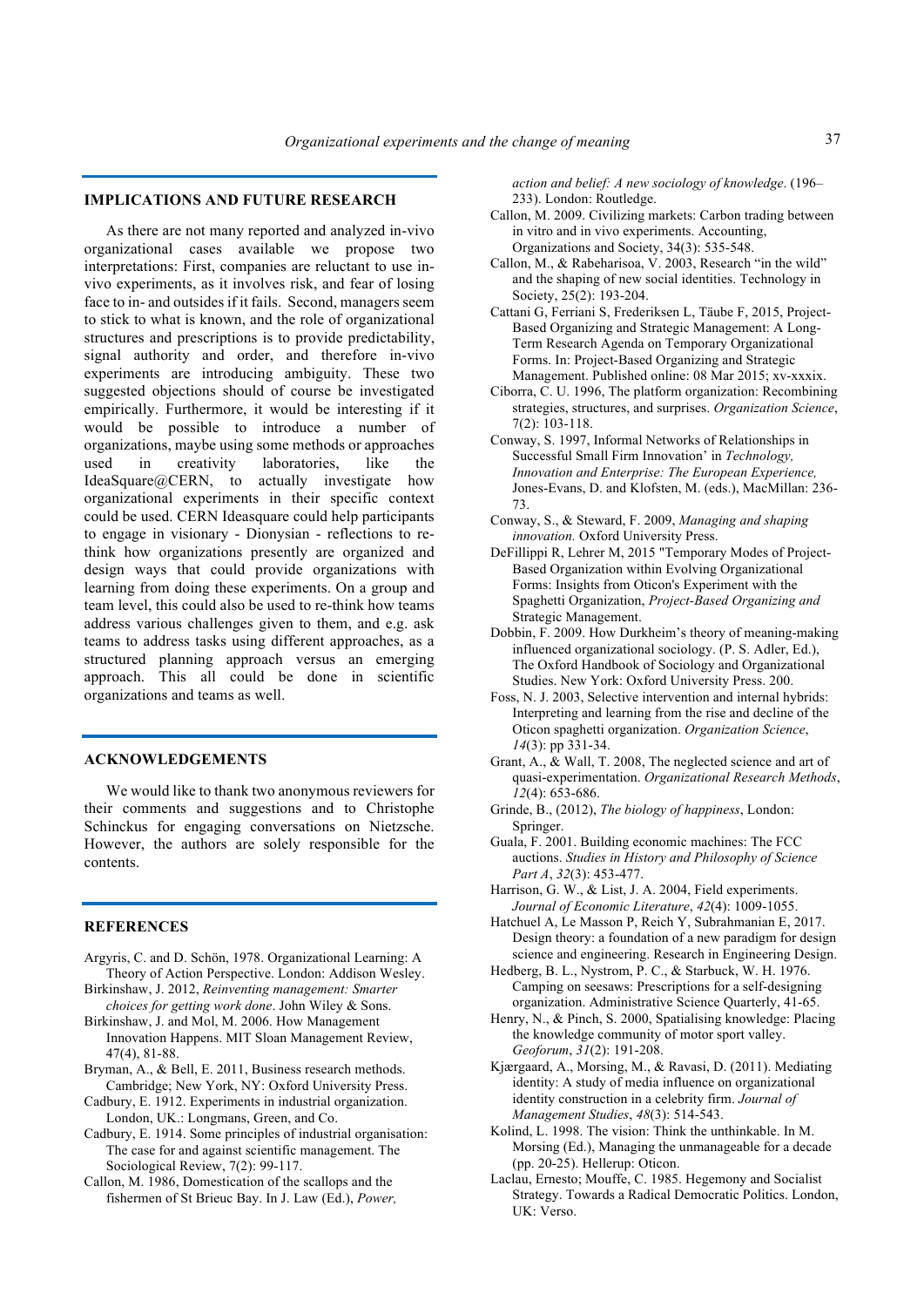## IMPLICATIONS AND FUTURE RESEARCH

As there are not many reported and analyzed in-vivo organizational cases available we propose two interpretations: First, companies are reluctant to use in-vivo experiments, as it involves risk, and fear of losing face to in- and outsides if it fails. Second, managers seem to stick to what is known, and the role of organizational structures and prescriptions is to provide predictability, signal authority and order, and therefore in-vivo experiments are introducing ambiguity. These two suggested objections should of course be investigated empirically. Furthermore, it would be interesting if it would be possible to introduce a number of organizations, maybe using some methods or approaches used in creativity laboratories, like the IdeaSquare@CERN, to actually investigate how organizational experiments in their specific context could be used. CERN Ideasquare could help participants to engage in visionary - Dionysian - reflections to re-think how organizations presently are organized and design ways that could provide organizations with learning from doing these experiments. On a group and team level, this could also be used to re-think how teams address various challenges given to them, and e.g. ask teams to address tasks using different approaches, as a structured planning approach versus an emerging approach. This all could be done in scientific organizations and teams as well.

## ACKNOWLEDGEMENTS

We would like to thank two anonymous reviewers for their comments and suggestions and to Christophe Schinckus for engaging conversations on Nietzsche. However, the authors are solely responsible for the contents.

## REFERENCES

Argyris, C. and D. Schön, 1978. Organizational Learning: A Theory of Action Perspective. London: Addison Wesley.

Birkinshaw, J. 2012, *Reinventing management: Smarter choices for getting work done*. John Wiley & Sons.

Birkinshaw, J. and Mol, M. 2006. How Management Innovation Happens. MIT Sloan Management Review, 47(4), 81-88.

Bryman, A., & Bell, E. 2011, Business research methods. Cambridge; New York, NY: Oxford University Press.

Cadbury, E. 1912. Experiments in industrial organization. London, UK.: Longmans, Green, and Co.

Cadbury, E. 1914. Some principles of industrial organisation: The case for and against scientific management. The Sociological Review, 7(2): 99-117.

Callon, M. 1986, Domestication of the scallops and the fishermen of St Brieuc Bay. In J. Law (Ed.), *Power, action and belief: A new sociology of knowledge*. (196–233). London: Routledge.

Callon, M. 2009. Civilizing markets: Carbon trading between in vitro and in vivo experiments. Accounting, Organizations and Society, 34(3): 535-548.

Callon, M., & Rabeharisoa, V. 2003, Research "in the wild" and the shaping of new social identities. Technology in Society, 25(2): 193-204.

Cattani G, Ferriani S, Frederiksen L, Täube F, 2015, Project-Based Organizing and Strategic Management: A Long-Term Research Agenda on Temporary Organizational Forms. In: Project-Based Organizing and Strategic Management. Published online: 08 Mar 2015; xv-xxxix.

Ciborra, C. U. 1996, The platform organization: Recombining strategies, structures, and surprises. *Organization Science*, 7(2): 103-118.

Conway, S. 1997, Informal Networks of Relationships in Successful Small Firm Innovation' in *Technology, Innovation and Enterprise: The European Experience,* Jones-Evans, D. and Klofsten, M. (eds.), MacMillan: 236-73.

Conway, S., & Steward, F. 2009, *Managing and shaping innovation.* Oxford University Press.

DeFillippi R, Lehrer M, 2015 "Temporary Modes of Project-Based Organizing within Evolving Organizational Forms: Insights from Oticon's Experiment with the Spaghetti Organization, *Project-Based Organizing and* Strategic Management.

Dobbin, F. 2009. How Durkheim's theory of meaning-making influenced organizational sociology. (P. S. Adler, Ed.), The Oxford Handbook of Sociology and Organizational Studies. New York: Oxford University Press. 200.

Foss, N. J. 2003, Selective intervention and internal hybrids: Interpreting and learning from the rise and decline of the Oticon spaghetti organization. *Organization Science*, *14*(3): pp 331-34.

Grant, A., & Wall, T. 2008, The neglected science and art of quasi-experimentation. *Organizational Research Methods*, *12*(4): 653-686.

Grinde, B., (2012), *The biology of happiness*, London: Springer.

Guala, F. 2001. Building economic machines: The FCC auctions. *Studies in History and Philosophy of Science Part A*, *32*(3): 453-477.

Harrison, G. W., & List, J. A. 2004, Field experiments. *Journal of Economic Literature*, *42*(4): 1009-1055.

Hatchuel A, Le Masson P, Reich Y, Subrahmanian E, 2017. Design theory: a foundation of a new paradigm for design science and engineering. Research in Engineering Design.

Hedberg, B. L., Nystrom, P. C., & Starbuck, W. H. 1976. Camping on seesaws: Prescriptions for a self-designing organization. Administrative Science Quarterly, 41-65.

Henry, N., & Pinch, S. 2000, Spatialising knowledge: Placing the knowledge community of motor sport valley. *Geoforum*, *31*(2): 191-208.

Kjærgaard, A., Morsing, M., & Ravasi, D. (2011). Mediating identity: A study of media influence on organizational identity construction in a celebrity firm. *Journal of Management Studies*, *48*(3): 514-543.

Kolind, L. 1998. The vision: Think the unthinkable. In M. Morsing (Ed.), Managing the unmanageable for a decade (pp. 20-25). Hellerup: Oticon.

Laclau, Ernesto; Mouffe, C. 1985. Hegemony and Socialist Strategy. Towards a Radical Democratic Politics. London, UK: Verso.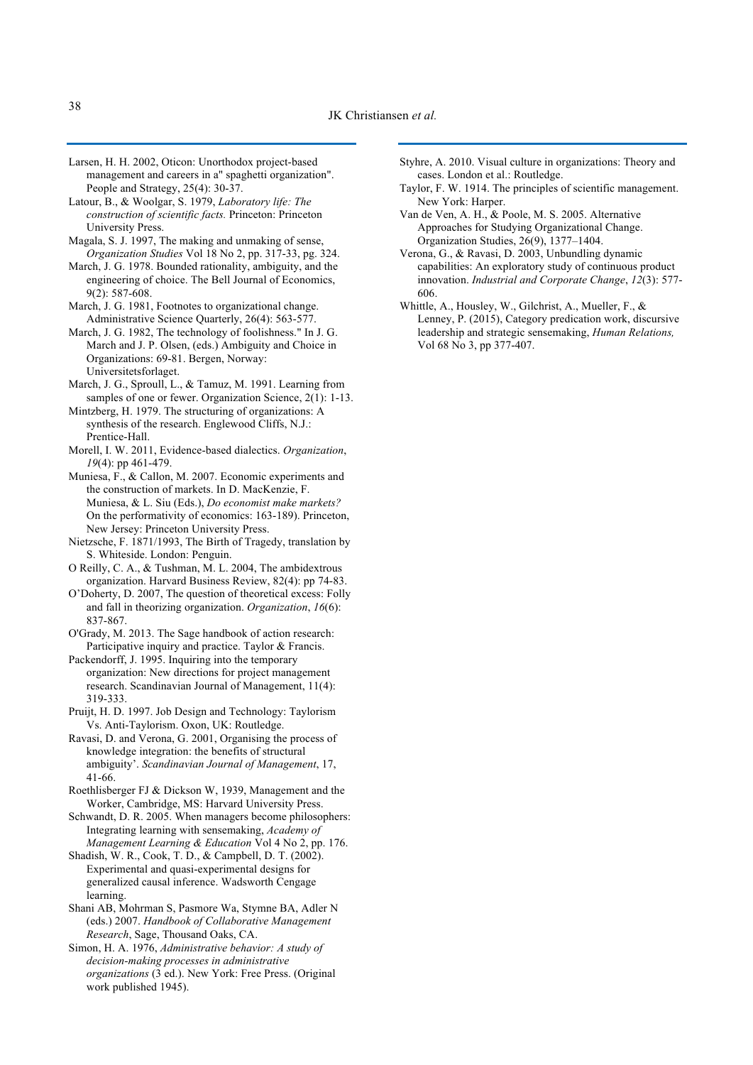Larsen, H. H. 2002, Oticon: Unorthodox project-based management and careers in a" spaghetti organization". People and Strategy, 25(4): 30-37.

Latour, B., & Woolgar, S. 1979, *Laboratory life: The construction of scientific facts.* Princeton: Princeton University Press.

Magala, S. J. 1997, The making and unmaking of sense, *Organization Studies* Vol 18 No 2, pp. 317-33, pg. 324.

March, J. G. 1978. Bounded rationality, ambiguity, and the engineering of choice. The Bell Journal of Economics, 9(2): 587-608.

March, J. G. 1981, Footnotes to organizational change. Administrative Science Quarterly, 26(4): 563-577.

March, J. G. 1982, The technology of foolishness." In J. G. March and J. P. Olsen, (eds.) Ambiguity and Choice in Organizations: 69-81. Bergen, Norway: Universitetsforlaget.

March, J. G., Sproull, L., & Tamuz, M. 1991. Learning from samples of one or fewer. Organization Science, 2(1): 1-13.

Mintzberg, H. 1979. The structuring of organizations: A synthesis of the research. Englewood Cliffs, N.J.: Prentice-Hall.

Morell, I. W. 2011, Evidence-based dialectics. *Organization*, *19*(4): pp 461-479.

Muniesa, F., & Callon, M. 2007. Economic experiments and the construction of markets. In D. MacKenzie, F. Muniesa, & L. Siu (Eds.), *Do economist make markets?* On the performativity of economics: 163-189). Princeton, New Jersey: Princeton University Press.

Nietzsche, F. 1871/1993, The Birth of Tragedy, translation by S. Whiteside. London: Penguin.

O Reilly, C. A., & Tushman, M. L. 2004, The ambidextrous organization. Harvard Business Review, 82(4): pp 74-83.

O'Doherty, D. 2007, The question of theoretical excess: Folly and fall in theorizing organization. *Organization*, *16*(6): 837-867.

O'Grady, M. 2013. The Sage handbook of action research: Participative inquiry and practice. Taylor & Francis.

Packendorff, J. 1995. Inquiring into the temporary organization: New directions for project management research. Scandinavian Journal of Management, 11(4): 319-333.

Pruijt, H. D. 1997. Job Design and Technology: Taylorism Vs. Anti-Taylorism. Oxon, UK: Routledge.

Ravasi, D. and Verona, G. 2001, Organising the process of knowledge integration: the benefits of structural ambiguity'. *Scandinavian Journal of Management*, 17, 41-66.

Roethlisberger FJ & Dickson W, 1939, Management and the Worker, Cambridge, MS: Harvard University Press.

Schwandt, D. R. 2005. When managers become philosophers: Integrating learning with sensemaking, *Academy of Management Learning & Education* Vol 4 No 2, pp. 176.

Shadish, W. R., Cook, T. D., & Campbell, D. T. (2002). Experimental and quasi-experimental designs for generalized causal inference. Wadsworth Cengage learning.

Shani AB, Mohrman S, Pasmore Wa, Stymne BA, Adler N (eds.) 2007. *Handbook of Collaborative Management Research*, Sage, Thousand Oaks, CA.

Simon, H. A. 1976, *Administrative behavior: A study of decision-making processes in administrative organizations* (3 ed.). New York: Free Press. (Original work published 1945).

Styhre, A. 2010. Visual culture in organizations: Theory and cases. London et al.: Routledge.

Taylor, F. W. 1914. The principles of scientific management. New York: Harper.

Van de Ven, A. H., & Poole, M. S. 2005. Alternative Approaches for Studying Organizational Change. Organization Studies, 26(9), 1377–1404.

Verona, G., & Ravasi, D. 2003, Unbundling dynamic capabilities: An exploratory study of continuous product innovation. *Industrial and Corporate Change*, *12*(3): 577-606.

Whittle, A., Housley, W., Gilchrist, A., Mueller, F., & Lenney, P. (2015), Category predication work, discursive leadership and strategic sensemaking, *Human Relations,* Vol 68 No 3, pp 377-407.